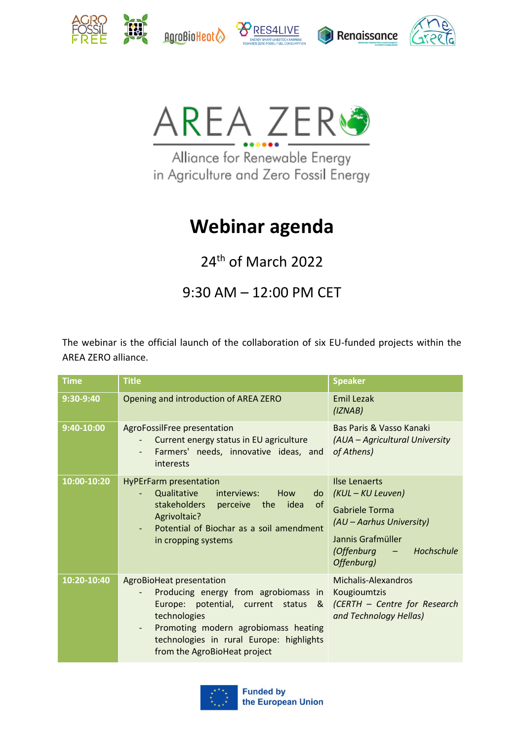# AREA ZERO

Alliance for Renewable Energy in Agriculture and Zero Fossil Energy

# Webinar agenda

24th of March 2022

9:30 AM – 12:00 PM CET

The webinar is the official launch of the collaboration of six EU-funded projects within the AREA ZERO alliance.

| Time | Title | Speaker |
|---|---|---|
| 9:30-9:40 | Opening and introduction of AREA ZERO | Emil Lezak *(IZNAB)* |
| 9:40-10:00 | AgroFossilFree presentation<br>- Current energy status in EU agriculture<br>- Farmers' needs, innovative ideas, and interests | Bas Paris & Vasso Kanaki *(AUA – Agricultural University of Athens)* |
| 10:00-10:20 | HyPErFarm presentation<br>- Qualitative interviews: How do stakeholders perceive the idea of Agrivoltaic?<br>- Potential of Biochar as a soil amendment in cropping systems | Ilse Lenaerts *(KUL – KU Leuven)*<br>Gabriele Torma *(AU – Aarhus University)*<br>Jannis Grafmüller *(Offenburg – Hochschule Offenburg)* |
| 10:20-10:40 | AgroBioHeat presentation<br>- Producing energy from agrobiomass in Europe: potential, current status & technologies<br>- Promoting modern agrobiomass heating technologies in rural Europe: highlights from the AgroBioHeat project | Michalis-Alexandros Kougioumtzis *(CERTH – Centre for Research and Technology Hellas)* |

Funded by the European Union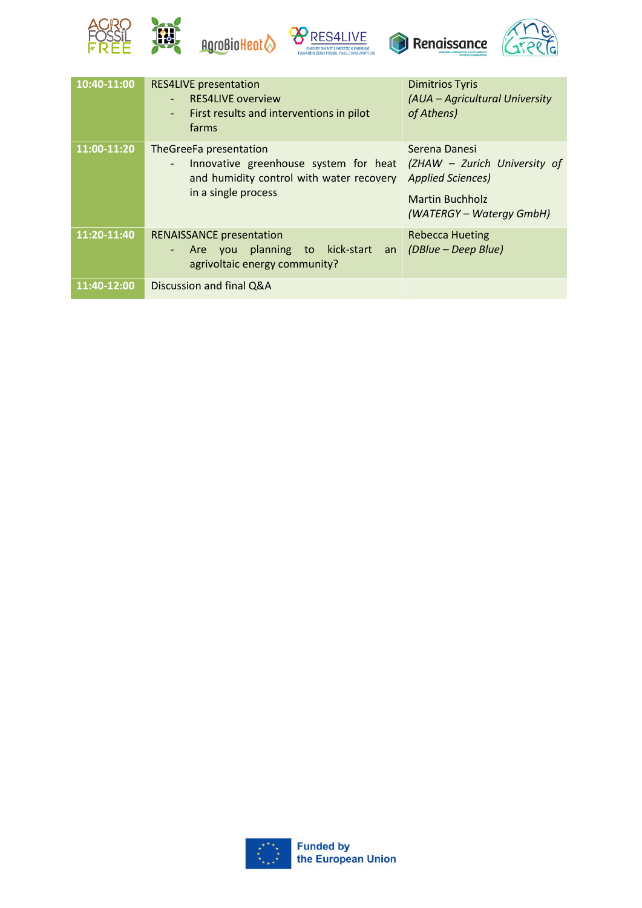| | | |
|---|---|---|
| **10:40-11:00** | RES4LIVE presentation<br>- RES4LIVE overview<br>- First results and interventions in pilot farms | Dimitrios Tyris<br>*(AUA – Agricultural University of Athens)* |
| **11:00-11:20** | TheGreeFa presentation<br>- Innovative greenhouse system for heat and humidity control with water recovery in a single process | Serena Danesi<br>*(ZHAW – Zurich University of Applied Sciences)*<br>Martin Buchholz<br>*(WATERGY – Watergy GmbH)* |
| **11:20-11:40** | RENAISSANCE presentation<br>- Are you planning to kick-start an agrivoltaic energy community? | Rebecca Hueting<br>*(DBlue – Deep Blue)* |
| **11:40-12:00** | Discussion and final Q&A | |

Funded by the European Union